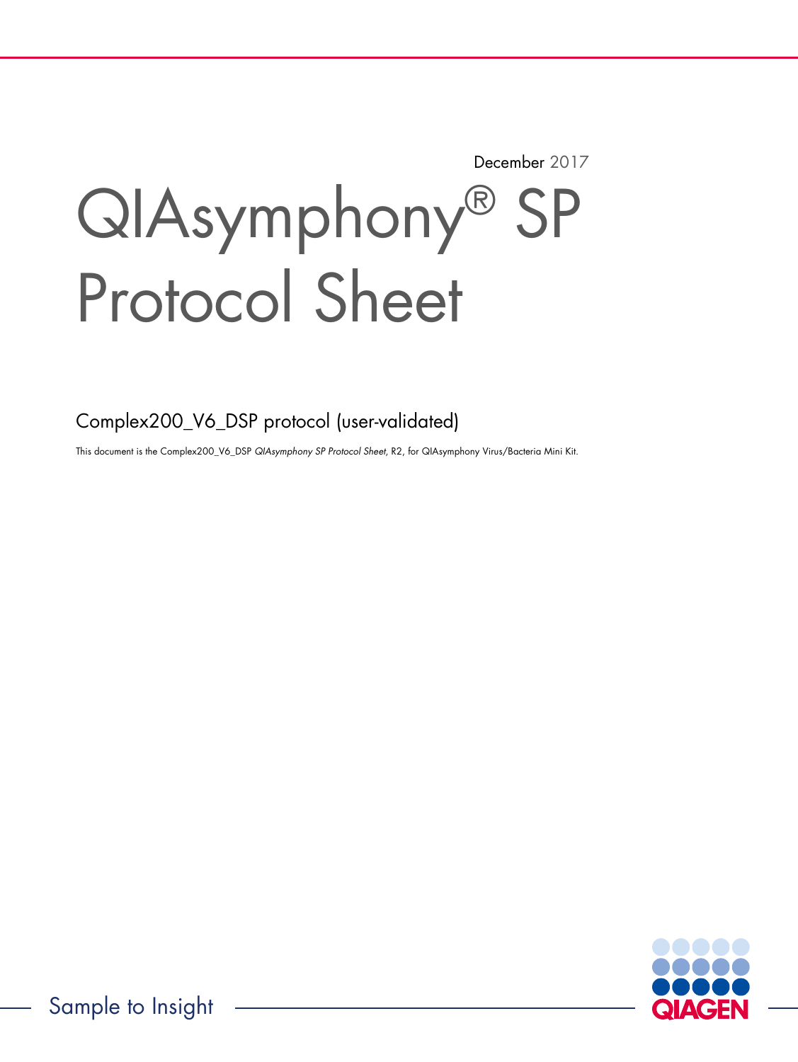December 2017

# QIAsymphony® SP Protocol Sheet

## Complex200_V6_DSP protocol (user-validated)

This document is the Complex200_V6_DSP *QIAsymphony SP Protocol Sheet*, R2, for QIAsymphony Virus/Bacteria Mini Kit.

Sample to Insight

QIAGEN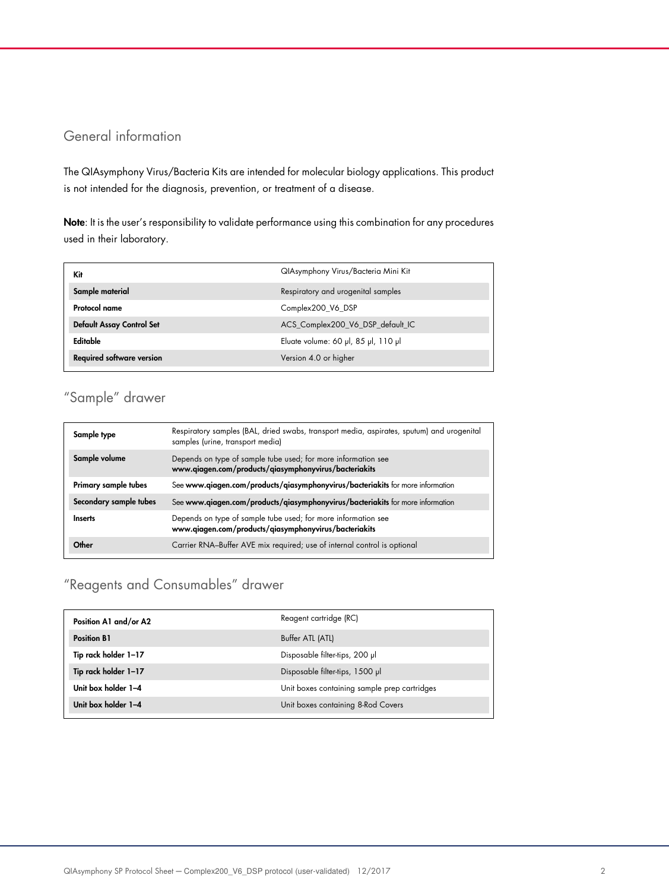## General information

The QIAsymphony Virus/Bacteria Kits are intended for molecular biology applications. This product is not intended for the diagnosis, prevention, or treatment of a disease.

**Note**: It is the user's responsibility to validate performance using this combination for any procedures used in their laboratory.

| **Kit** | QIAsymphony Virus/Bacteria Mini Kit |
|---|---|
| **Sample material** | Respiratory and urogenital samples |
| **Protocol name** | Complex200_V6_DSP |
| **Default Assay Control Set** | ACS_Complex200_V6_DSP_default_IC |
| **Editable** | Eluate volume: 60 µl, 85 µl, 110 µl |
| **Required software version** | Version 4.0 or higher |

## "Sample" drawer

| **Sample type** | Respiratory samples (BAL, dried swabs, transport media, aspirates, sputum) and urogenital samples (urine, transport media) |
|---|---|
| **Sample volume** | Depends on type of sample tube used; for more information see **www.qiagen.com/products/qiasymphonyvirus/bacteriakits** |
| **Primary sample tubes** | See **www.qiagen.com/products/qiasymphonyvirus/bacteriakits** for more information |
| **Secondary sample tubes** | See **www.qiagen.com/products/qiasymphonyvirus/bacteriakits** for more information |
| **Inserts** | Depends on type of sample tube used; for more information see **www.qiagen.com/products/qiasymphonyvirus/bacteriakits** |
| **Other** | Carrier RNA–Buffer AVE mix required; use of internal control is optional |

## "Reagents and Consumables" drawer

| **Position A1 and/or A2** | Reagent cartridge (RC) |
|---|---|
| **Position B1** | Buffer ATL (ATL) |
| **Tip rack holder 1–17** | Disposable filter-tips, 200 µl |
| **Tip rack holder 1–17** | Disposable filter-tips, 1500 µl |
| **Unit box holder 1–4** | Unit boxes containing sample prep cartridges |
| **Unit box holder 1–4** | Unit boxes containing 8-Rod Covers |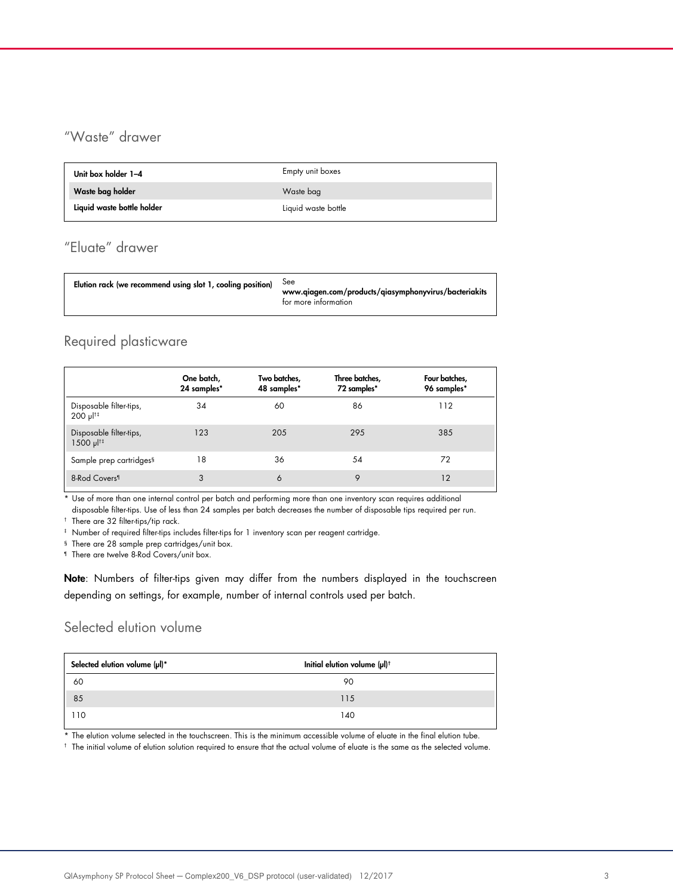## "Waste" drawer

| | |
|---|---|
| **Unit box holder 1–4** | Empty unit boxes |
| **Waste bag holder** | Waste bag |
| **Liquid waste bottle holder** | Liquid waste bottle |

## "Eluate" drawer

| | |
|---|---|
| **Elution rack (we recommend using slot 1, cooling position)** | See **www.qiagen.com/products/qiasymphonyvirus/bacteriakits** for more information |

## Required plasticware

| | One batch, 24 samples* | Two batches, 48 samples* | Three batches, 72 samples* | Four batches, 96 samples* |
|---|---|---|---|---|
| Disposable filter-tips, 200 µl†‡ | 34 | 60 | 86 | 112 |
| Disposable filter-tips, 1500 µl†‡ | 123 | 205 | 295 | 385 |
| Sample prep cartridges§ | 18 | 36 | 54 | 72 |
| 8-Rod Covers¶ | 3 | 6 | 9 | 12 |

\* Use of more than one internal control per batch and performing more than one inventory scan requires additional disposable filter-tips. Use of less than 24 samples per batch decreases the number of disposable tips required per run.

† There are 32 filter-tips/tip rack.

‡ Number of required filter-tips includes filter-tips for 1 inventory scan per reagent cartridge.

§ There are 28 sample prep cartridges/unit box.

¶ There are twelve 8-Rod Covers/unit box.

**Note**: Numbers of filter-tips given may differ from the numbers displayed in the touchscreen depending on settings, for example, number of internal controls used per batch.

## Selected elution volume

| Selected elution volume (µl)* | Initial elution volume (µl)† |
|---|---|
| 60 | 90 |
| 85 | 115 |
| 110 | 140 |

\* The elution volume selected in the touchscreen. This is the minimum accessible volume of eluate in the final elution tube.

† The initial volume of elution solution required to ensure that the actual volume of eluate is the same as the selected volume.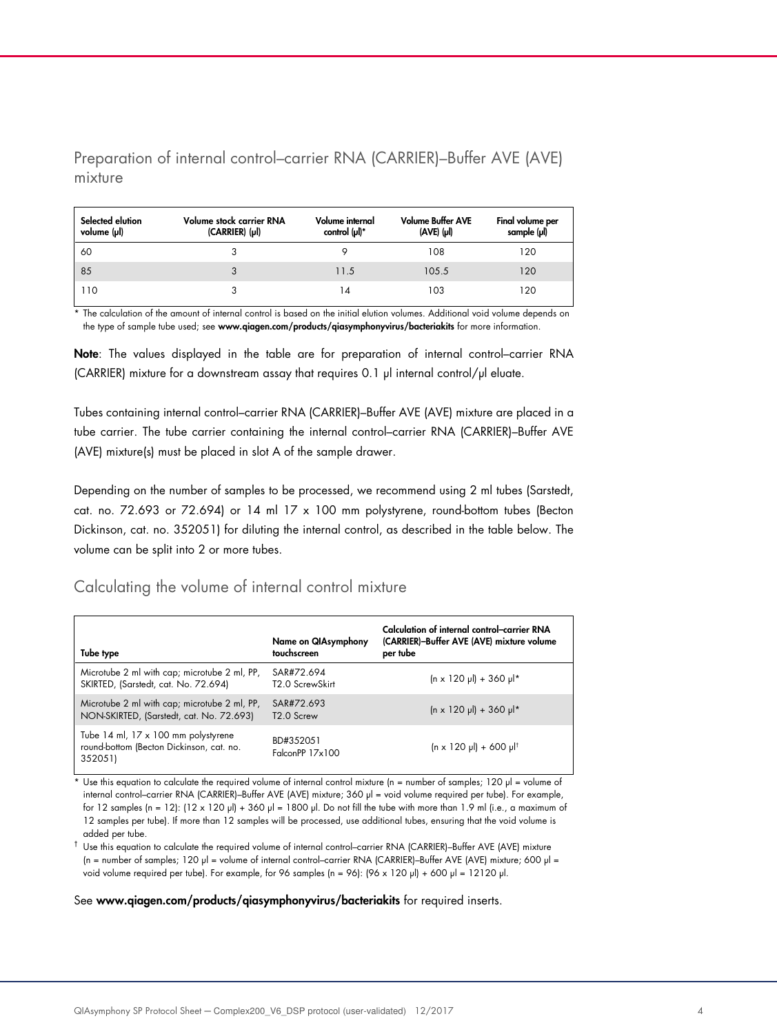## Preparation of internal control–carrier RNA (CARRIER)–Buffer AVE (AVE) mixture

| Selected elution volume (µl) | Volume stock carrier RNA (CARRIER) (µl) | Volume internal control (µl)* | Volume Buffer AVE (AVE) (µl) | Final volume per sample (µl) |
|---|---|---|---|---|
| 60 | 3 | 9 | 108 | 120 |
| 85 | 3 | 11.5 | 105.5 | 120 |
| 110 | 3 | 14 | 103 | 120 |

\* The calculation of the amount of internal control is based on the initial elution volumes. Additional void volume depends on the type of sample tube used; see **www.qiagen.com/products/qiasymphonyvirus/bacteriakits** for more information.

**Note**: The values displayed in the table are for preparation of internal control–carrier RNA (CARRIER) mixture for a downstream assay that requires 0.1 µl internal control/µl eluate.

Tubes containing internal control–carrier RNA (CARRIER)–Buffer AVE (AVE) mixture are placed in a tube carrier. The tube carrier containing the internal control–carrier RNA (CARRIER)–Buffer AVE (AVE) mixture(s) must be placed in slot A of the sample drawer.

Depending on the number of samples to be processed, we recommend using 2 ml tubes (Sarstedt, cat. no. 72.693 or 72.694) or 14 ml 17 x 100 mm polystyrene, round-bottom tubes (Becton Dickinson, cat. no. 352051) for diluting the internal control, as described in the table below. The volume can be split into 2 or more tubes.

## Calculating the volume of internal control mixture

| Tube type | Name on QIAsymphony touchscreen | Calculation of internal control–carrier RNA (CARRIER)–Buffer AVE (AVE) mixture volume per tube |
|---|---|---|
| Microtube 2 ml with cap; microtube 2 ml, PP, SKIRTED, (Sarstedt, cat. No. 72.694) | SAR#72.694 T2.0 ScrewSkirt | (n x 120 µl) + 360 µl* |
| Microtube 2 ml with cap; microtube 2 ml, PP, NON-SKIRTED, (Sarstedt, cat. No. 72.693) | SAR#72.693 T2.0 Screw | (n x 120 µl) + 360 µl* |
| Tube 14 ml, 17 x 100 mm polystyrene round-bottom (Becton Dickinson, cat. no. 352051) | BD#352051 FalconPP 17x100 | (n x 120 µl) + 600 µl† |

\* Use this equation to calculate the required volume of internal control mixture (n = number of samples; 120 µl = volume of internal control–carrier RNA (CARRIER)–Buffer AVE (AVE) mixture; 360 µl = void volume required per tube). For example, for 12 samples (n = 12): (12 x 120 µl) + 360 µl = 1800 µl. Do not fill the tube with more than 1.9 ml (i.e., a maximum of 12 samples per tube). If more than 12 samples will be processed, use additional tubes, ensuring that the void volume is added per tube.

† Use this equation to calculate the required volume of internal control–carrier RNA (CARRIER)–Buffer AVE (AVE) mixture (n = number of samples; 120 µl = volume of internal control–carrier RNA (CARRIER)–Buffer AVE (AVE) mixture; 600 µl = void volume required per tube). For example, for 96 samples (n = 96): (96 x 120 µl) + 600 µl = 12120 µl.

See **www.qiagen.com/products/qiasymphonyvirus/bacteriakits** for required inserts.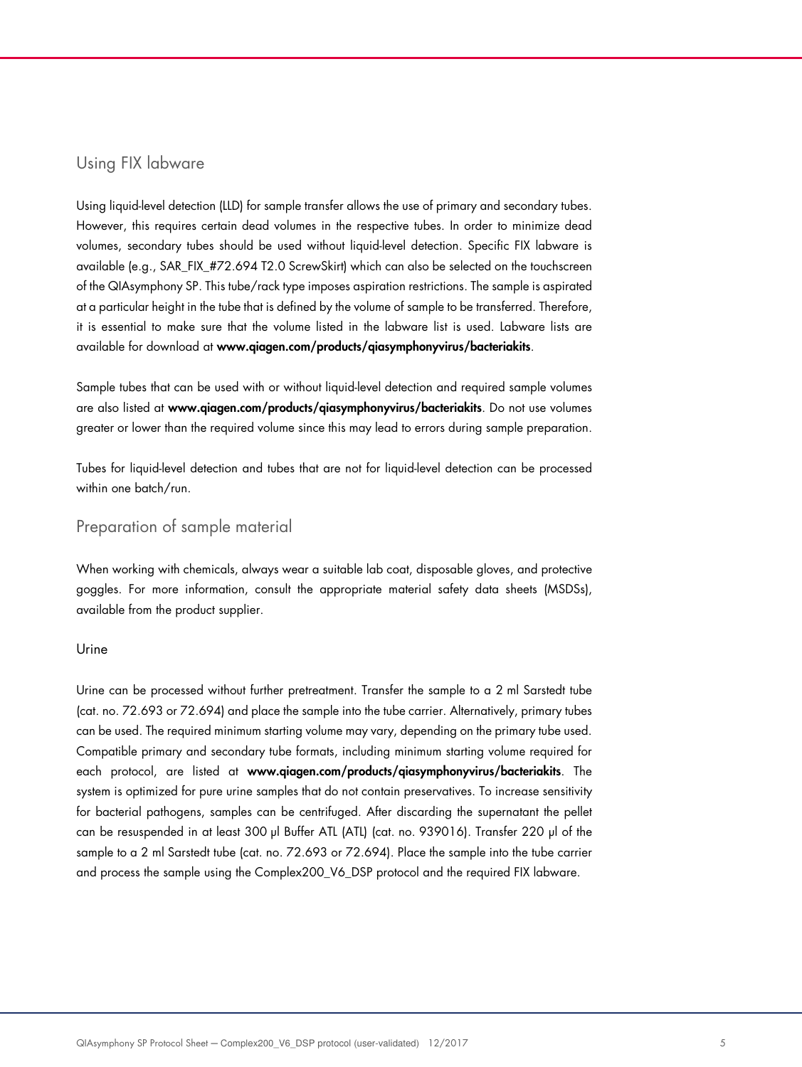## Using FIX labware

Using liquid-level detection (LLD) for sample transfer allows the use of primary and secondary tubes. However, this requires certain dead volumes in the respective tubes. In order to minimize dead volumes, secondary tubes should be used without liquid-level detection. Specific FIX labware is available (e.g., SAR_FIX_#72.694 T2.0 ScrewSkirt) which can also be selected on the touchscreen of the QIAsymphony SP. This tube/rack type imposes aspiration restrictions. The sample is aspirated at a particular height in the tube that is defined by the volume of sample to be transferred. Therefore, it is essential to make sure that the volume listed in the labware list is used. Labware lists are available for download at **www.qiagen.com/products/qiasymphonyvirus/bacteriakits**.

Sample tubes that can be used with or without liquid-level detection and required sample volumes are also listed at **www.qiagen.com/products/qiasymphonyvirus/bacteriakits**. Do not use volumes greater or lower than the required volume since this may lead to errors during sample preparation.

Tubes for liquid-level detection and tubes that are not for liquid-level detection can be processed within one batch/run.

## Preparation of sample material

When working with chemicals, always wear a suitable lab coat, disposable gloves, and protective goggles. For more information, consult the appropriate material safety data sheets (MSDSs), available from the product supplier.

### Urine

Urine can be processed without further pretreatment. Transfer the sample to a 2 ml Sarstedt tube (cat. no. 72.693 or 72.694) and place the sample into the tube carrier. Alternatively, primary tubes can be used. The required minimum starting volume may vary, depending on the primary tube used. Compatible primary and secondary tube formats, including minimum starting volume required for each protocol, are listed at **www.qiagen.com/products/qiasymphonyvirus/bacteriakits**. The system is optimized for pure urine samples that do not contain preservatives. To increase sensitivity for bacterial pathogens, samples can be centrifuged. After discarding the supernatant the pellet can be resuspended in at least 300 µl Buffer ATL (ATL) (cat. no. 939016). Transfer 220 µl of the sample to a 2 ml Sarstedt tube (cat. no. 72.693 or 72.694). Place the sample into the tube carrier and process the sample using the Complex200_V6_DSP protocol and the required FIX labware.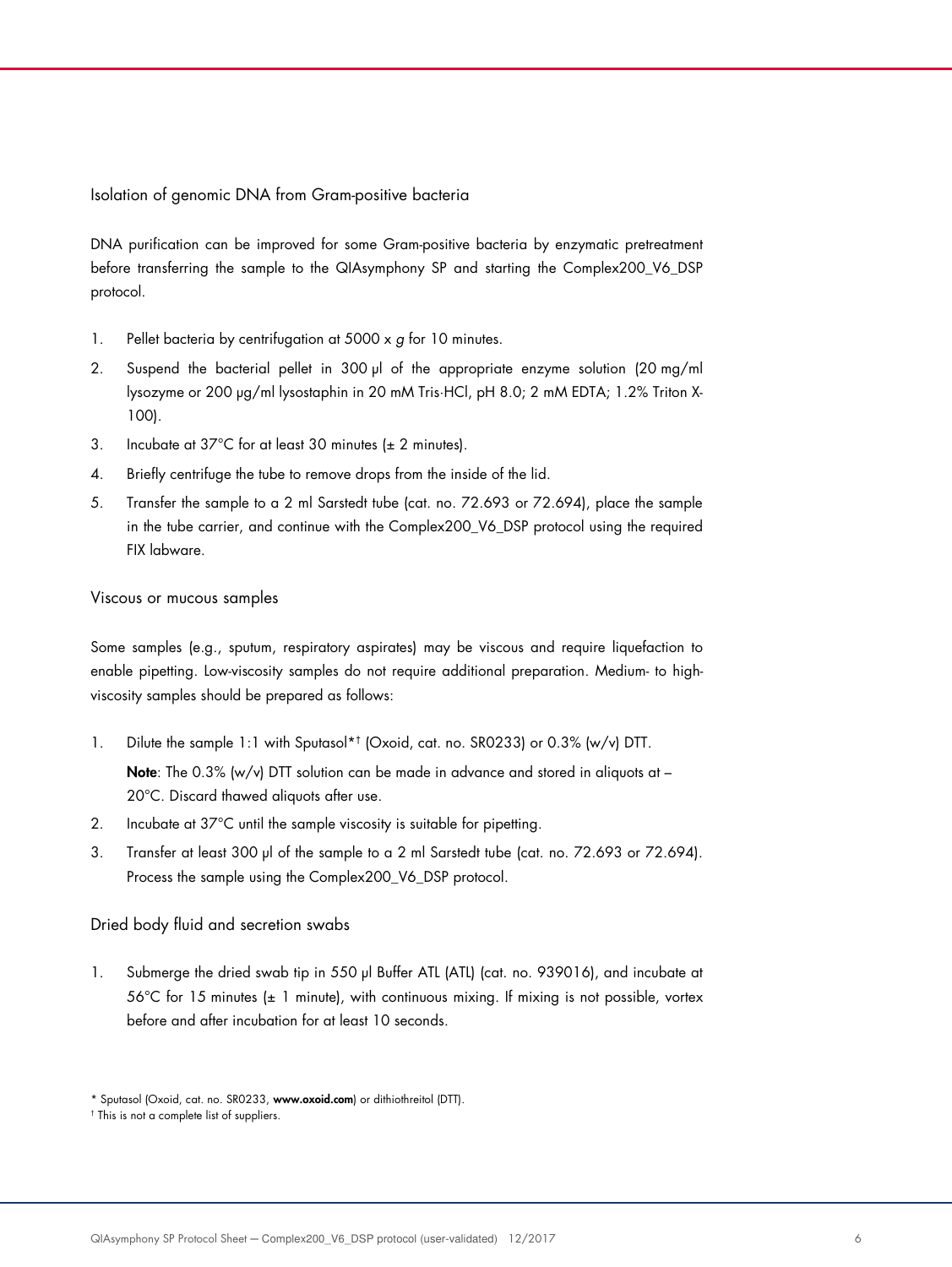## Isolation of genomic DNA from Gram-positive bacteria

DNA purification can be improved for some Gram-positive bacteria by enzymatic pretreatment before transferring the sample to the QIAsymphony SP and starting the Complex200_V6_DSP protocol.

1. Pellet bacteria by centrifugation at 5000 x *g* for 10 minutes.
2. Suspend the bacterial pellet in 300 µl of the appropriate enzyme solution (20 mg/ml lysozyme or 200 µg/ml lysostaphin in 20 mM Tris·HCl, pH 8.0; 2 mM EDTA; 1.2% Triton X-100).
3. Incubate at 37°C for at least 30 minutes (± 2 minutes).
4. Briefly centrifuge the tube to remove drops from the inside of the lid.
5. Transfer the sample to a 2 ml Sarstedt tube (cat. no. 72.693 or 72.694), place the sample in the tube carrier, and continue with the Complex200_V6_DSP protocol using the required FIX labware.

## Viscous or mucous samples

Some samples (e.g., sputum, respiratory aspirates) may be viscous and require liquefaction to enable pipetting. Low-viscosity samples do not require additional preparation. Medium- to high-viscosity samples should be prepared as follows:

1. Dilute the sample 1:1 with Sputasol*† (Oxoid, cat. no. SR0233) or 0.3% (w/v) DTT.

   **Note**: The 0.3% (w/v) DTT solution can be made in advance and stored in aliquots at –20°C. Discard thawed aliquots after use.
2. Incubate at 37°C until the sample viscosity is suitable for pipetting.
3. Transfer at least 300 µl of the sample to a 2 ml Sarstedt tube (cat. no. 72.693 or 72.694). Process the sample using the Complex200_V6_DSP protocol.

## Dried body fluid and secretion swabs

1. Submerge the dried swab tip in 550 µl Buffer ATL (ATL) (cat. no. 939016), and incubate at 56°C for 15 minutes (± 1 minute), with continuous mixing. If mixing is not possible, vortex before and after incubation for at least 10 seconds.

\* Sputasol (Oxoid, cat. no. SR0233, **www.oxoid.com**) or dithiothreitol (DTT).

† This is not a complete list of suppliers.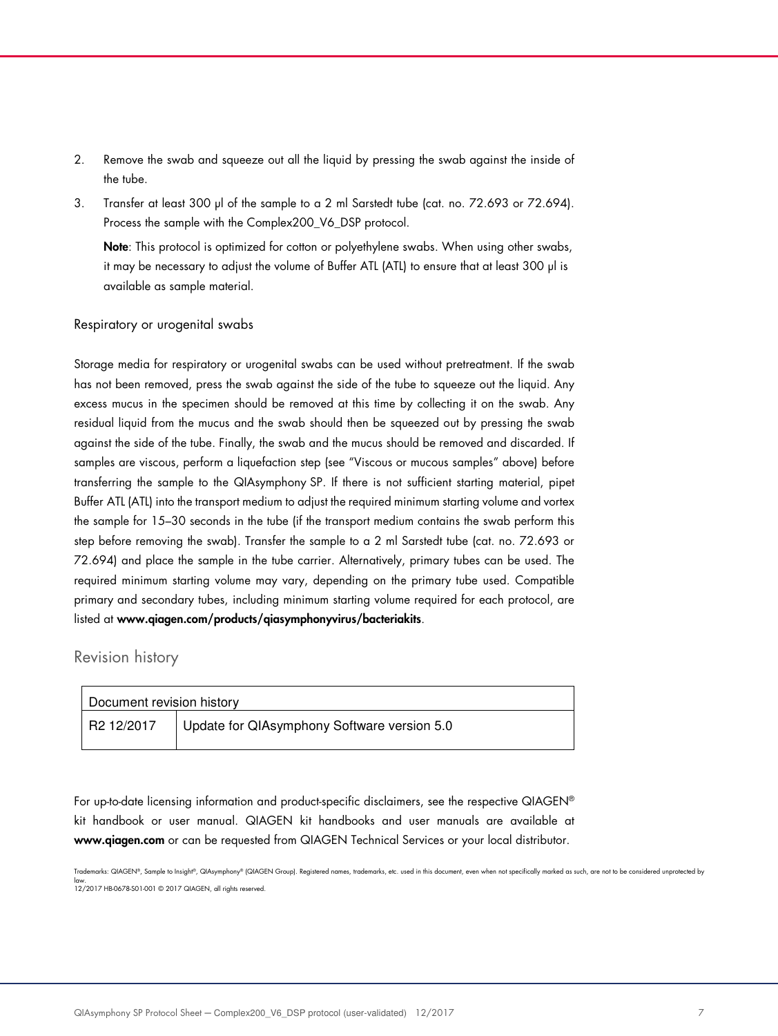2. Remove the swab and squeeze out all the liquid by pressing the swab against the inside of the tube.
3. Transfer at least 300 µl of the sample to a 2 ml Sarstedt tube (cat. no. 72.693 or 72.694). Process the sample with the Complex200_V6_DSP protocol.

   **Note**: This protocol is optimized for cotton or polyethylene swabs. When using other swabs, it may be necessary to adjust the volume of Buffer ATL (ATL) to ensure that at least 300 µl is available as sample material.

### Respiratory or urogenital swabs

Storage media for respiratory or urogenital swabs can be used without pretreatment. If the swab has not been removed, press the swab against the side of the tube to squeeze out the liquid. Any excess mucus in the specimen should be removed at this time by collecting it on the swab. Any residual liquid from the mucus and the swab should then be squeezed out by pressing the swab against the side of the tube. Finally, the swab and the mucus should be removed and discarded. If samples are viscous, perform a liquefaction step (see "Viscous or mucous samples" above) before transferring the sample to the QIAsymphony SP. If there is not sufficient starting material, pipet Buffer ATL (ATL) into the transport medium to adjust the required minimum starting volume and vortex the sample for 15–30 seconds in the tube (if the transport medium contains the swab perform this step before removing the swab). Transfer the sample to a 2 ml Sarstedt tube (cat. no. 72.693 or 72.694) and place the sample in the tube carrier. Alternatively, primary tubes can be used. The required minimum starting volume may vary, depending on the primary tube used. Compatible primary and secondary tubes, including minimum starting volume required for each protocol, are listed at **www.qiagen.com/products/qiasymphonyvirus/bacteriakits**.

## Revision history

| Document revision history | |
|---|---|
| R2 12/2017 | Update for QIAsymphony Software version 5.0 |

For up-to-date licensing information and product-specific disclaimers, see the respective QIAGEN® kit handbook or user manual. QIAGEN kit handbooks and user manuals are available at **www.qiagen.com** or can be requested from QIAGEN Technical Services or your local distributor.

Trademarks: QIAGEN®, Sample to Insight®, QIAsymphony® (QIAGEN Group). Registered names, trademarks, etc. used in this document, even when not specifically marked as such, are not to be considered unprotected by law.
12/2017 HB-0678-S01-001 © 2017 QIAGEN, all rights reserved.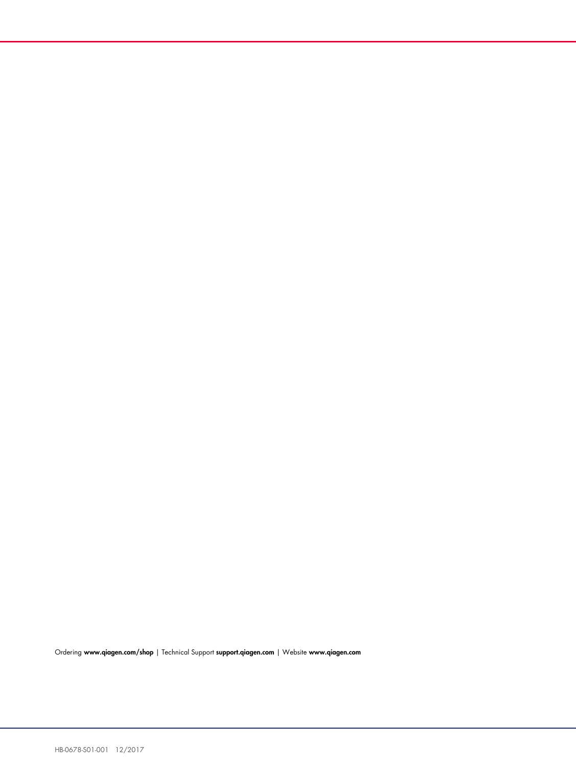Ordering **www.qiagen.com/shop** | Technical Support **support.qiagen.com** | Website **www.qiagen.com**

HB-0678-S01-001 12/2017